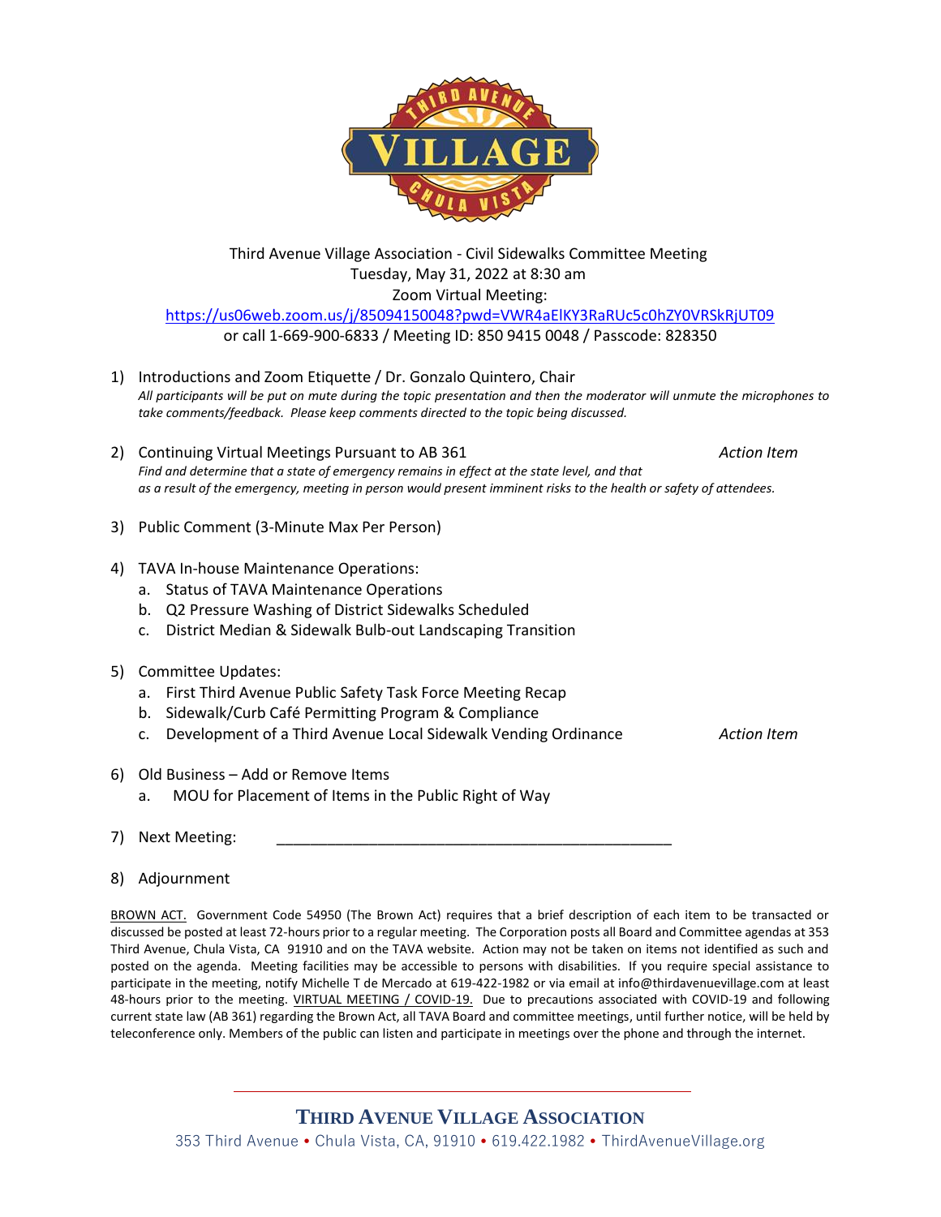Third Avenue Village Association - Civil Sidewalks Committee Meeting
Tuesday, May 31, 2022 at 8:30 am
Zoom Virtual Meeting:
https://us06web.zoom.us/j/85094150048?pwd=VWR4aElKY3RaRUc5c0hZY0VRSkRjUT09
or call 1-669-900-6833 / Meeting ID: 850 9415 0048 / Passcode: 828350

1) Introductions and Zoom Etiquette / Dr. Gonzalo Quintero, Chair
   *All participants will be put on mute during the topic presentation and then the moderator will unmute the microphones to take comments/feedback. Please keep comments directed to the topic being discussed.*

2) Continuing Virtual Meetings Pursuant to AB 361 — *Action Item*
   *Find and determine that a state of emergency remains in effect at the state level, and that as a result of the emergency, meeting in person would present imminent risks to the health or safety of attendees.*

3) Public Comment (3-Minute Max Per Person)

4) TAVA In-house Maintenance Operations:
   a. Status of TAVA Maintenance Operations
   b. Q2 Pressure Washing of District Sidewalks Scheduled
   c. District Median & Sidewalk Bulb-out Landscaping Transition

5) Committee Updates:
   a. First Third Avenue Public Safety Task Force Meeting Recap
   b. Sidewalk/Curb Café Permitting Program & Compliance
   c. Development of a Third Avenue Local Sidewalk Vending Ordinance — *Action Item*

6) Old Business – Add or Remove Items
   a. MOU for Placement of Items in the Public Right of Way

7) Next Meeting: ______________________________________________

8) Adjournment

BROWN ACT. Government Code 54950 (The Brown Act) requires that a brief description of each item to be transacted or discussed be posted at least 72-hours prior to a regular meeting. The Corporation posts all Board and Committee agendas at 353 Third Avenue, Chula Vista, CA 91910 and on the TAVA website. Action may not be taken on items not identified as such and posted on the agenda. Meeting facilities may be accessible to persons with disabilities. If you require special assistance to participate in the meeting, notify Michelle T de Mercado at 619-422-1982 or via email at info@thirdavenuevillage.com at least 48-hours prior to the meeting. VIRTUAL MEETING / COVID-19. Due to precautions associated with COVID-19 and following current state law (AB 361) regarding the Brown Act, all TAVA Board and committee meetings, until further notice, will be held by teleconference only. Members of the public can listen and participate in meetings over the phone and through the internet.

**THIRD AVENUE VILLAGE ASSOCIATION**
353 Third Avenue • Chula Vista, CA, 91910 • 619.422.1982 • ThirdAvenueVillage.org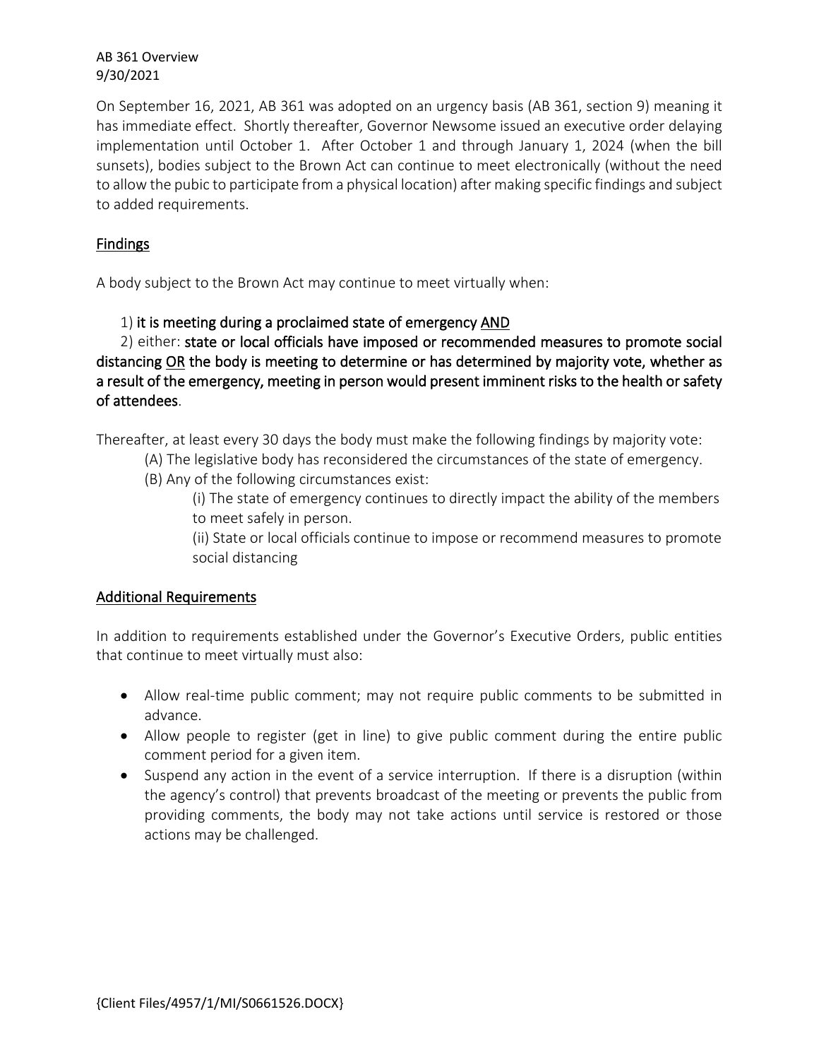AB 361 Overview
9/30/2021

On September 16, 2021, AB 361 was adopted on an urgency basis (AB 361, section 9) meaning it has immediate effect. Shortly thereafter, Governor Newsome issued an executive order delaying implementation until October 1. After October 1 and through January 1, 2024 (when the bill sunsets), bodies subject to the Brown Act can continue to meet electronically (without the need to allow the pubic to participate from a physical location) after making specific findings and subject to added requirements.

## Findings

A body subject to the Brown Act may continue to meet virtually when:

1) it is meeting during a proclaimed state of emergency AND

2) either: state or local officials have imposed or recommended measures to promote social distancing OR the body is meeting to determine or has determined by majority vote, whether as a result of the emergency, meeting in person would present imminent risks to the health or safety of attendees.

Thereafter, at least every 30 days the body must make the following findings by majority vote:

(A) The legislative body has reconsidered the circumstances of the state of emergency.

(B) Any of the following circumstances exist:

(i) The state of emergency continues to directly impact the ability of the members to meet safely in person.

(ii) State or local officials continue to impose or recommend measures to promote social distancing

## Additional Requirements

In addition to requirements established under the Governor's Executive Orders, public entities that continue to meet virtually must also:

- Allow real-time public comment; may not require public comments to be submitted in advance.
- Allow people to register (get in line) to give public comment during the entire public comment period for a given item.
- Suspend any action in the event of a service interruption. If there is a disruption (within the agency's control) that prevents broadcast of the meeting or prevents the public from providing comments, the body may not take actions until service is restored or those actions may be challenged.

{Client Files/4957/1/MI/S0661526.DOCX}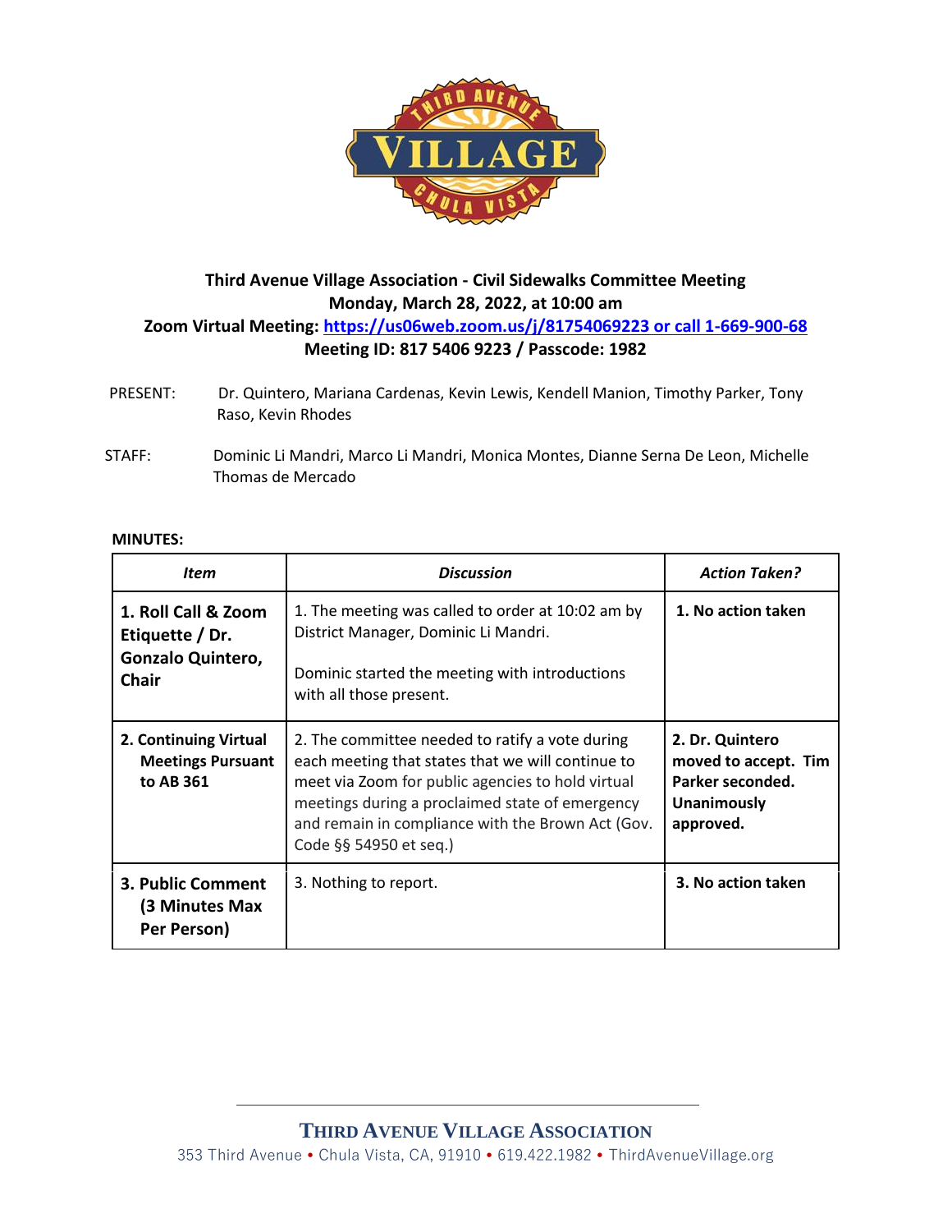**Third Avenue Village Association - Civil Sidewalks Committee Meeting**
**Monday, March 28, 2022, at 10:00 am**
**Zoom Virtual Meeting: https://us06web.zoom.us/j/81754069223 or call 1-669-900-68**
**Meeting ID: 817 5406 9223 / Passcode: 1982**

PRESENT: Dr. Quintero, Mariana Cardenas, Kevin Lewis, Kendell Manion, Timothy Parker, Tony Raso, Kevin Rhodes

STAFF: Dominic Li Mandri, Marco Li Mandri, Monica Montes, Dianne Serna De Leon, Michelle Thomas de Mercado

**MINUTES:**

| *Item* | *Discussion* | *Action Taken?* |
|---|---|---|
| **1. Roll Call & Zoom Etiquette / Dr. Gonzalo Quintero, Chair** | 1. The meeting was called to order at 10:02 am by District Manager, Dominic Li Mandri.<br><br>Dominic started the meeting with introductions with all those present. | **1. No action taken** |
| **2. Continuing Virtual Meetings Pursuant to AB 361** | 2. The committee needed to ratify a vote during each meeting that states that we will continue to meet via Zoom for public agencies to hold virtual meetings during a proclaimed state of emergency and remain in compliance with the Brown Act (Gov. Code §§ 54950 et seq.) | **2. Dr. Quintero moved to accept. Tim Parker seconded. Unanimously approved.** |
| **3. Public Comment (3 Minutes Max Per Person)** | 3. Nothing to report. | **3. No action taken** |

**THIRD AVENUE VILLAGE ASSOCIATION**
353 Third Avenue • Chula Vista, CA, 91910 • 619.422.1982 • ThirdAvenueVillage.org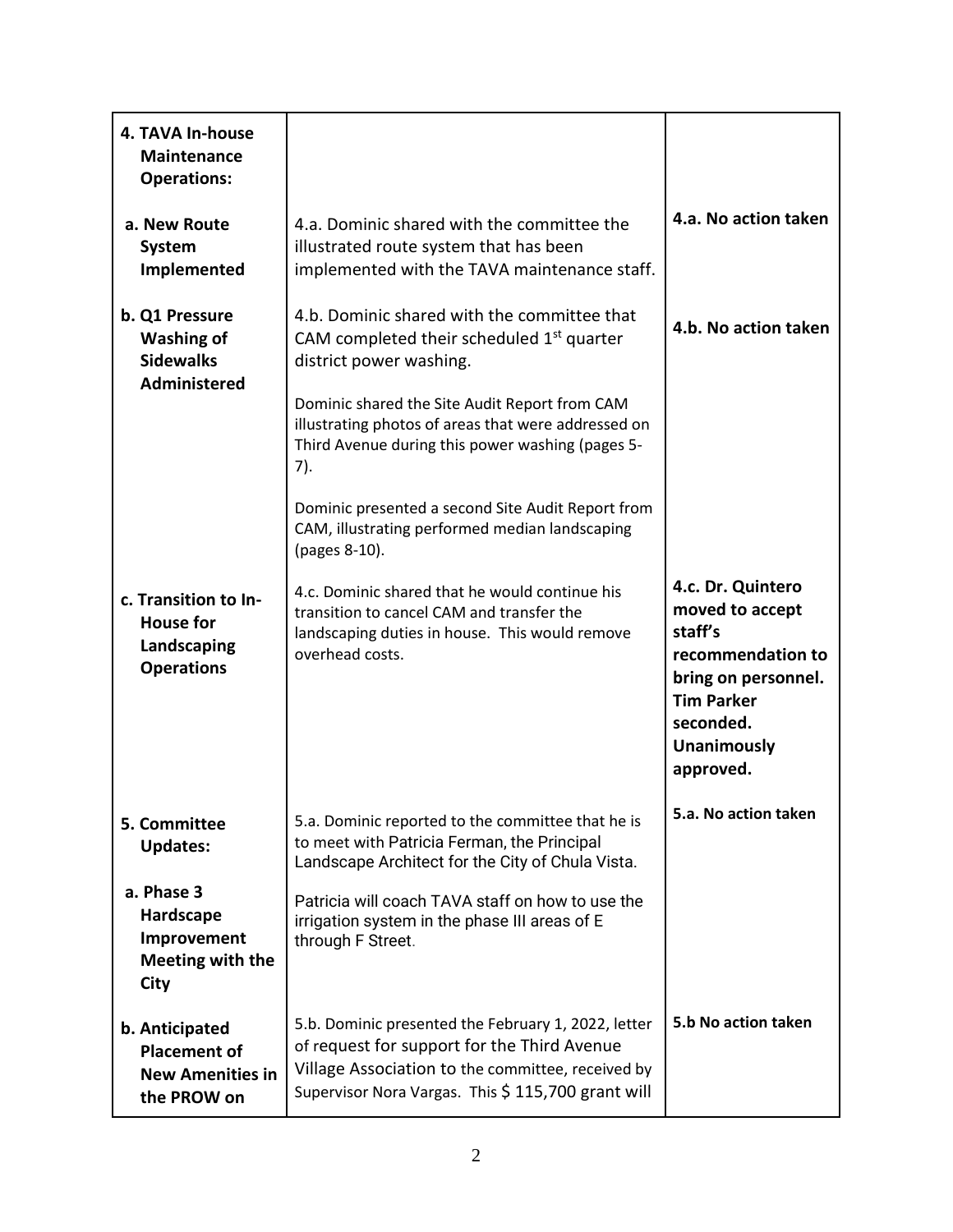| | | |
|---|---|---|
| **4. TAVA In-house Maintenance Operations:** | | |
| **a. New Route System Implemented** | 4.a. Dominic shared with the committee the illustrated route system that has been implemented with the TAVA maintenance staff. | **4.a. No action taken** |
| **b. Q1 Pressure Washing of Sidewalks Administered** | 4.b. Dominic shared with the committee that CAM completed their scheduled 1st quarter district power washing.<br><br>Dominic shared the Site Audit Report from CAM illustrating photos of areas that were addressed on Third Avenue during this power washing (pages 5-7).<br><br>Dominic presented a second Site Audit Report from CAM, illustrating performed median landscaping (pages 8-10). | **4.b. No action taken** |
| **c. Transition to In-House for Landscaping Operations** | 4.c. Dominic shared that he would continue his transition to cancel CAM and transfer the landscaping duties in house. This would remove overhead costs. | **4.c. Dr. Quintero moved to accept staff's recommendation to bring on personnel. Tim Parker seconded. Unanimously approved.** |
| **5. Committee Updates:**<br><br>**a. Phase 3 Hardscape Improvement Meeting with the City** | 5.a. Dominic reported to the committee that he is to meet with Patricia Ferman, the Principal Landscape Architect for the City of Chula Vista.<br><br>Patricia will coach TAVA staff on how to use the irrigation system in the phase III areas of E through F Street. | **5.a. No action taken** |
| **b. Anticipated Placement of New Amenities in the PROW on** | 5.b. Dominic presented the February 1, 2022, letter of request for support for the Third Avenue Village Association to the committee, received by Supervisor Nora Vargas. This $ 115,700 grant will | **5.b No action taken** |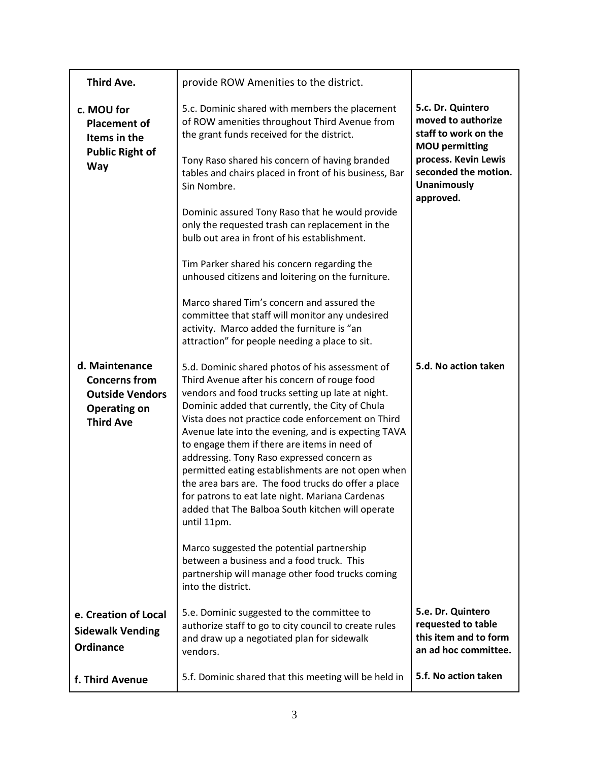| | | |
|---|---|---|
| **Third Ave.** | provide ROW Amenities to the district. | |
| **c. MOU for Placement of Items in the Public Right of Way** | 5.c. Dominic shared with members the placement of ROW amenities throughout Third Avenue from the grant funds received for the district.<br><br>Tony Raso shared his concern of having branded tables and chairs placed in front of his business, Bar Sin Nombre.<br><br>Dominic assured Tony Raso that he would provide only the requested trash can replacement in the bulb out area in front of his establishment.<br><br>Tim Parker shared his concern regarding the unhoused citizens and loitering on the furniture.<br><br>Marco shared Tim's concern and assured the committee that staff will monitor any undesired activity. Marco added the furniture is "an attraction" for people needing a place to sit. | **5.c. Dr. Quintero moved to authorize staff to work on the MOU permitting process. Kevin Lewis seconded the motion. Unanimously approved.** |
| **d. Maintenance Concerns from Outside Vendors Operating on Third Ave** | 5.d. Dominic shared photos of his assessment of Third Avenue after his concern of rouge food vendors and food trucks setting up late at night. Dominic added that currently, the City of Chula Vista does not practice code enforcement on Third Avenue late into the evening, and is expecting TAVA to engage them if there are items in need of addressing. Tony Raso expressed concern as permitted eating establishments are not open when the area bars are. The food trucks do offer a place for patrons to eat late night. Mariana Cardenas added that The Balboa South kitchen will operate until 11pm.<br><br>Marco suggested the potential partnership between a business and a food truck. This partnership will manage other food trucks coming into the district. | **5.d. No action taken** |
| **e. Creation of Local Sidewalk Vending Ordinance** | 5.e. Dominic suggested to the committee to authorize staff to go to city council to create rules and draw up a negotiated plan for sidewalk vendors. | **5.e. Dr. Quintero requested to table this item and to form an ad hoc committee.** |
| **f. Third Avenue** | 5.f. Dominic shared that this meeting will be held in | **5.f. No action taken** |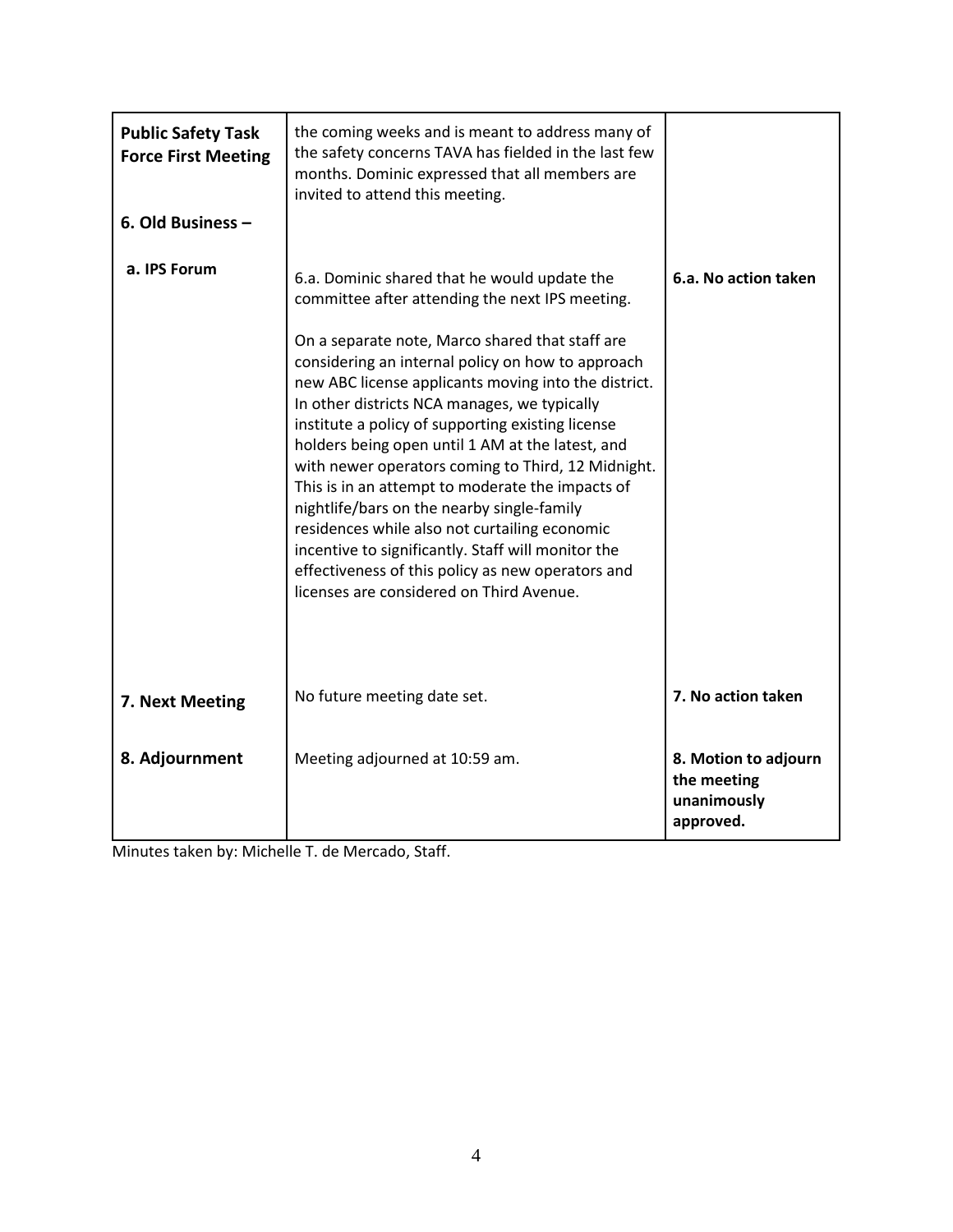| | | |
|---|---|---|
| **Public Safety Task Force First Meeting** | the coming weeks and is meant to address many of the safety concerns TAVA has fielded in the last few months. Dominic expressed that all members are invited to attend this meeting. | |
| **6. Old Business –** | | |
| **a. IPS Forum** | 6.a. Dominic shared that he would update the committee after attending the next IPS meeting.<br><br>On a separate note, Marco shared that staff are considering an internal policy on how to approach new ABC license applicants moving into the district. In other districts NCA manages, we typically institute a policy of supporting existing license holders being open until 1 AM at the latest, and with newer operators coming to Third, 12 Midnight. This is in an attempt to moderate the impacts of nightlife/bars on the nearby single-family residences while also not curtailing economic incentive to significantly. Staff will monitor the effectiveness of this policy as new operators and licenses are considered on Third Avenue. | **6.a. No action taken** |
| **7. Next Meeting** | No future meeting date set. | **7. No action taken** |
| **8. Adjournment** | Meeting adjourned at 10:59 am. | **8. Motion to adjourn the meeting unanimously approved.** |

Minutes taken by: Michelle T. de Mercado, Staff.